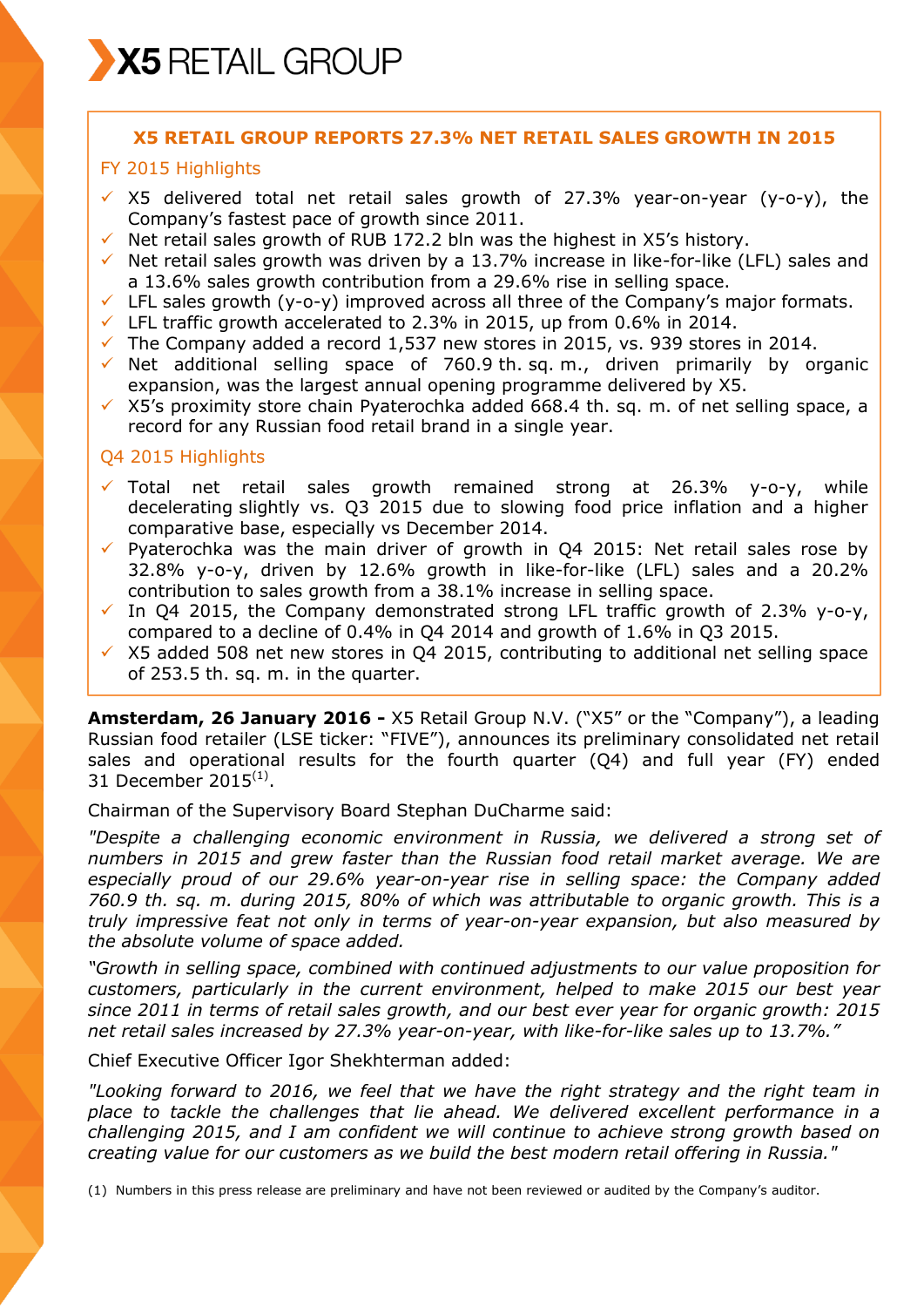# X5 RETAIL GROUP

## X5 RETAIL GROUP REPORTS 27.3% NET RETAIL SALES GROWTH IN 2015

### FY 2015 Highlights

- ✓ X5 delivered total net retail sales growth of 27.3% year-on-year (y-o-y), the Company's fastest pace of growth since 2011.
- ✓ Net retail sales growth of RUB 172.2 bln was the highest in X5's history.
- ✓ Net retail sales growth was driven by a 13.7% increase in like-for-like (LFL) sales and a 13.6% sales growth contribution from a 29.6% rise in selling space.
- ✓ LFL sales growth (y-o-y) improved across all three of the Company's major formats.
- ✓ LFL traffic growth accelerated to 2.3% in 2015, up from 0.6% in 2014.
- ✓ The Company added a record 1,537 new stores in 2015, vs. 939 stores in 2014.
- ✓ Net additional selling space of 760.9 th. sq. m., driven primarily by organic expansion, was the largest annual opening programme delivered by X5.
- ✓ X5's proximity store chain Pyaterochka added 668.4 th. sq. m. of net selling space, a record for any Russian food retail brand in a single year.

### Q4 2015 Highlights

- ✓ Total net retail sales growth remained strong at 26.3% y-o-y, while decelerating slightly vs. Q3 2015 due to slowing food price inflation and a higher comparative base, especially vs December 2014.
- ✓ Pyaterochka was the main driver of growth in Q4 2015: Net retail sales rose by 32.8% y-o-y, driven by 12.6% growth in like-for-like (LFL) sales and a 20.2% contribution to sales growth from a 38.1% increase in selling space.
- ✓ In Q4 2015, the Company demonstrated strong LFL traffic growth of 2.3% y-o-y, compared to a decline of 0.4% in Q4 2014 and growth of 1.6% in Q3 2015.
- ✓ X5 added 508 net new stores in Q4 2015, contributing to additional net selling space of 253.5 th. sq. m. in the quarter.

**Amsterdam, 26 January 2016 -** X5 Retail Group N.V. ("X5" or the "Company"), a leading Russian food retailer (LSE ticker: "FIVE"), announces its preliminary consolidated net retail sales and operational results for the fourth quarter (Q4) and full year (FY) ended 31 December 2015[1].

Chairman of the Supervisory Board Stephan DuCharme said:

*"Despite a challenging economic environment in Russia, we delivered a strong set of numbers in 2015 and grew faster than the Russian food retail market average. We are especially proud of our 29.6% year-on-year rise in selling space: the Company added 760.9 th. sq. m. during 2015, 80% of which was attributable to organic growth. This is a truly impressive feat not only in terms of year-on-year expansion, but also measured by the absolute volume of space added.*

*"Growth in selling space, combined with continued adjustments to our value proposition for customers, particularly in the current environment, helped to make 2015 our best year since 2011 in terms of retail sales growth, and our best ever year for organic growth: 2015 net retail sales increased by 27.3% year-on-year, with like-for-like sales up to 13.7%."*

Chief Executive Officer Igor Shekhterman added:

*"Looking forward to 2016, we feel that we have the right strategy and the right team in place to tackle the challenges that lie ahead. We delivered excellent performance in a challenging 2015, and I am confident we will continue to achieve strong growth based on creating value for our customers as we build the best modern retail offering in Russia."*

(1) Numbers in this press release are preliminary and have not been reviewed or audited by the Company's auditor.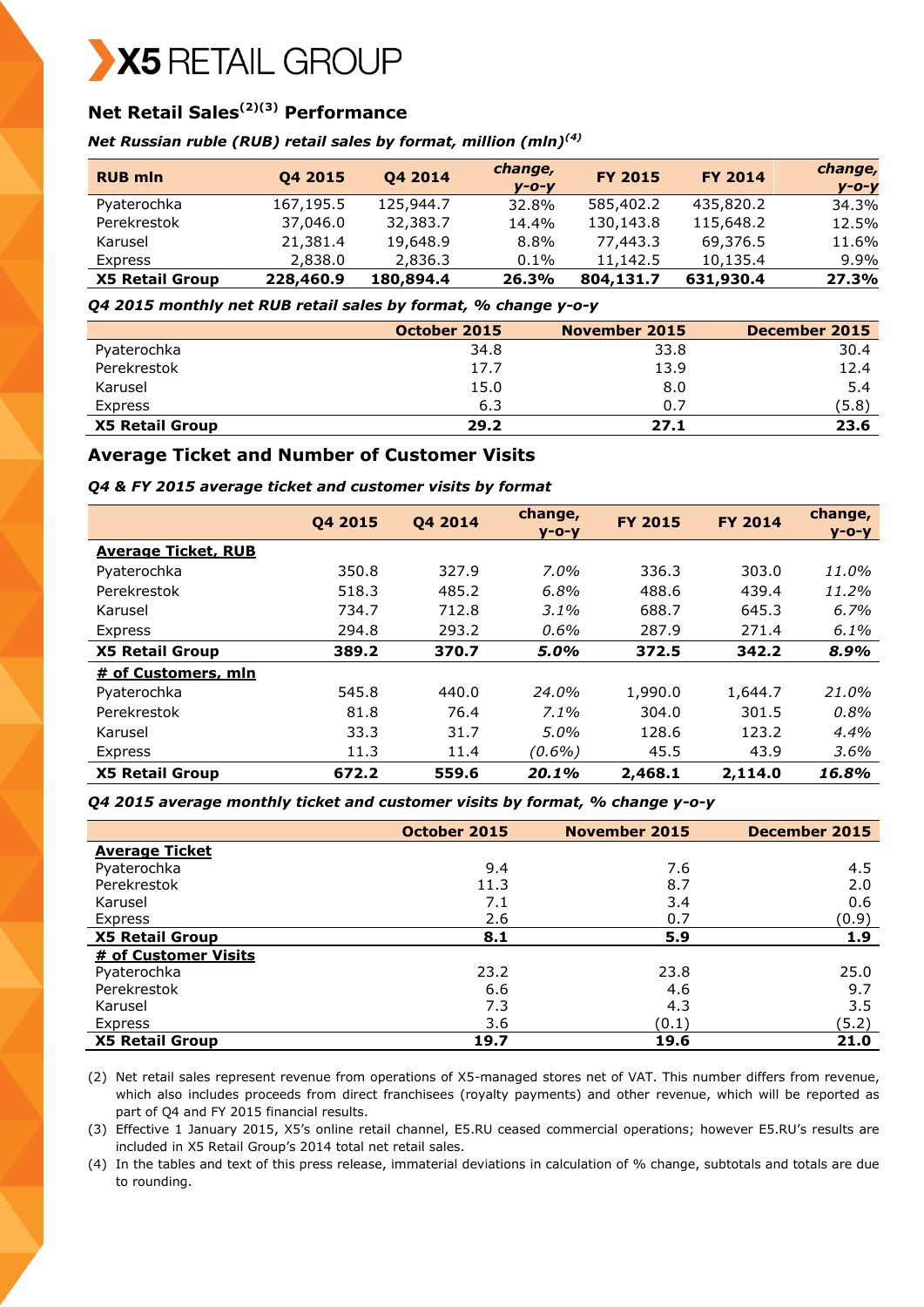## Net Retail Sales[2][3] Performance

***Net Russian ruble (RUB) retail sales by format, million (mln)[4]***

| RUB mln | Q4 2015 | Q4 2014 | change, y-o-y | FY 2015 | FY 2014 | change, y-o-y |
|---|---|---|---|---|---|---|
| Pyaterochka | 167,195.5 | 125,944.7 | 32.8% | 585,402.2 | 435,820.2 | 34.3% |
| Perekrestok | 37,046.0 | 32,383.7 | 14.4% | 130,143.8 | 115,648.2 | 12.5% |
| Karusel | 21,381.4 | 19,648.9 | 8.8% | 77,443.3 | 69,376.5 | 11.6% |
| Express | 2,838.0 | 2,836.3 | 0.1% | 11,142.5 | 10,135.4 | 9.9% |
| **X5 Retail Group** | **228,460.9** | **180,894.4** | **26.3%** | **804,131.7** | **631,930.4** | **27.3%** |

***Q4 2015 monthly net RUB retail sales by format, % change y-o-y***

| | October 2015 | November 2015 | December 2015 |
|---|---|---|---|
| Pyaterochka | 34.8 | 33.8 | 30.4 |
| Perekrestok | 17.7 | 13.9 | 12.4 |
| Karusel | 15.0 | 8.0 | 5.4 |
| Express | 6.3 | 0.7 | (5.8) |
| **X5 Retail Group** | **29.2** | **27.1** | **23.6** |

## Average Ticket and Number of Customer Visits

***Q4 & FY 2015 average ticket and customer visits by format***

| | Q4 2015 | Q4 2014 | change, y-o-y | FY 2015 | FY 2014 | change, y-o-y |
|---|---|---|---|---|---|---|
| **Average Ticket, RUB** | | | | | | |
| Pyaterochka | 350.8 | 327.9 | *7.0%* | 336.3 | 303.0 | *11.0%* |
| Perekrestok | 518.3 | 485.2 | *6.8%* | 488.6 | 439.4 | *11.2%* |
| Karusel | 734.7 | 712.8 | *3.1%* | 688.7 | 645.3 | *6.7%* |
| Express | 294.8 | 293.2 | *0.6%* | 287.9 | 271.4 | *6.1%* |
| **X5 Retail Group** | **389.2** | **370.7** | ***5.0%*** | **372.5** | **342.2** | ***8.9%*** |
| **# of Customers, mln** | | | | | | |
| Pyaterochka | 545.8 | 440.0 | *24.0%* | 1,990.0 | 1,644.7 | *21.0%* |
| Perekrestok | 81.8 | 76.4 | *7.1%* | 304.0 | 301.5 | *0.8%* |
| Karusel | 33.3 | 31.7 | *5.0%* | 128.6 | 123.2 | *4.4%* |
| Express | 11.3 | 11.4 | *(0.6%)* | 45.5 | 43.9 | *3.6%* |
| **X5 Retail Group** | **672.2** | **559.6** | ***20.1%*** | **2,468.1** | **2,114.0** | ***16.8%*** |

***Q4 2015 average monthly ticket and customer visits by format, % change y-o-y***

| | October 2015 | November 2015 | December 2015 |
|---|---|---|---|
| **Average Ticket** | | | |
| Pyaterochka | 9.4 | 7.6 | 4.5 |
| Perekrestok | 11.3 | 8.7 | 2.0 |
| Karusel | 7.1 | 3.4 | 0.6 |
| Express | 2.6 | 0.7 | (0.9) |
| **X5 Retail Group** | **8.1** | **5.9** | **1.9** |
| **# of Customer Visits** | | | |
| Pyaterochka | 23.2 | 23.8 | 25.0 |
| Perekrestok | 6.6 | 4.6 | 9.7 |
| Karusel | 7.3 | 4.3 | 3.5 |
| Express | 3.6 | (0.1) | (5.2) |
| **X5 Retail Group** | **19.7** | **19.6** | **21.0** |

(2) Net retail sales represent revenue from operations of X5-managed stores net of VAT. This number differs from revenue, which also includes proceeds from direct franchisees (royalty payments) and other revenue, which will be reported as part of Q4 and FY 2015 financial results.

(3) Effective 1 January 2015, X5's online retail channel, E5.RU ceased commercial operations; however E5.RU's results are included in X5 Retail Group's 2014 total net retail sales.

(4) In the tables and text of this press release, immaterial deviations in calculation of % change, subtotals and totals are due to rounding.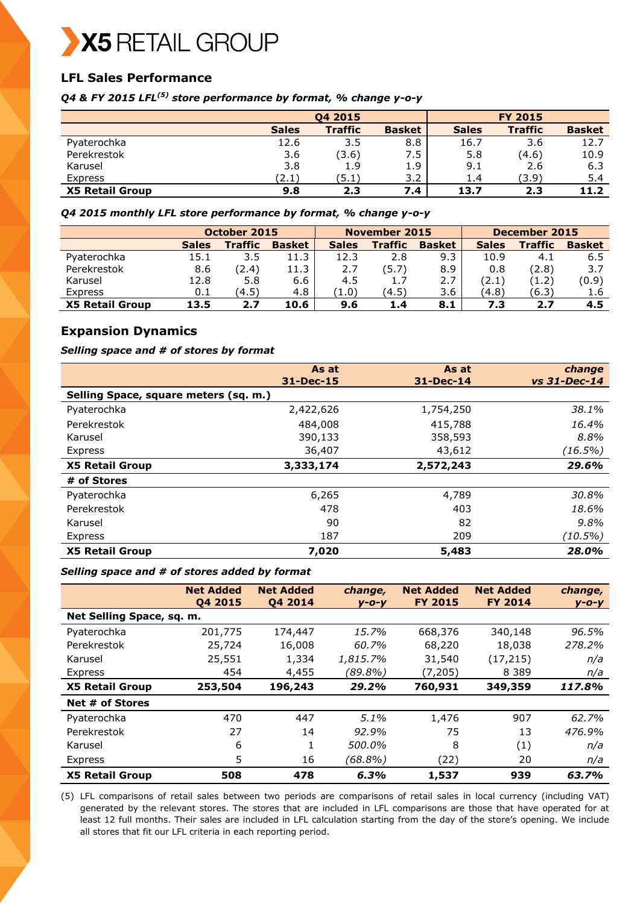## LFL Sales Performance

### *Q4 & FY 2015 LFL[5] store performance by format, % change y-o-y*

| | Q4 2015 | | | FY 2015 | | |
|---|---|---|---|---|---|---|
| | Sales | Traffic | Basket | Sales | Traffic | Basket |
| Pyaterochka | 12.6 | 3.5 | 8.8 | 16.7 | 3.6 | 12.7 |
| Perekrestok | 3.6 | (3.6) | 7.5 | 5.8 | (4.6) | 10.9 |
| Karusel | 3.8 | 1.9 | 1.9 | 9.1 | 2.6 | 6.3 |
| Express | (2.1) | (5.1) | 3.2 | 1.4 | (3.9) | 5.4 |
| **X5 Retail Group** | **9.8** | **2.3** | **7.4** | **13.7** | **2.3** | **11.2** |

### *Q4 2015 monthly LFL store performance by format, % change y-o-y*

| | October 2015 | | | November 2015 | | | December 2015 | | |
|---|---|---|---|---|---|---|---|---|---|
| | Sales | Traffic | Basket | Sales | Traffic | Basket | Sales | Traffic | Basket |
| Pyaterochka | 15.1 | 3.5 | 11.3 | 12.3 | 2.8 | 9.3 | 10.9 | 4.1 | 6.5 |
| Perekrestok | 8.6 | (2.4) | 11.3 | 2.7 | (5.7) | 8.9 | 0.8 | (2.8) | 3.7 |
| Karusel | 12.8 | 5.8 | 6.6 | 4.5 | 1.7 | 2.7 | (2.1) | (1.2) | (0.9) |
| Express | 0.1 | (4.5) | 4.8 | (1.0) | (4.5) | 3.6 | (4.8) | (6.3) | 1.6 |
| **X5 Retail Group** | **13.5** | **2.7** | **10.6** | **9.6** | **1.4** | **8.1** | **7.3** | **2.7** | **4.5** |

## Expansion Dynamics

### *Selling space and # of stores by format*

| | As at 31-Dec-15 | As at 31-Dec-14 | *change vs 31-Dec-14* |
|---|---|---|---|
| **Selling Space, square meters (sq. m.)** | | | |
| Pyaterochka | 2,422,626 | 1,754,250 | *38.1%* |
| Perekrestok | 484,008 | 415,788 | *16.4%* |
| Karusel | 390,133 | 358,593 | *8.8%* |
| Express | 36,407 | 43,612 | *(16.5%)* |
| **X5 Retail Group** | **3,333,174** | **2,572,243** | ***29.6%*** |
| **# of Stores** | | | |
| Pyaterochka | 6,265 | 4,789 | *30.8%* |
| Perekrestok | 478 | 403 | *18.6%* |
| Karusel | 90 | 82 | *9.8%* |
| Express | 187 | 209 | *(10.5%)* |
| **X5 Retail Group** | **7,020** | **5,483** | ***28.0%*** |

### *Selling space and # of stores added by format*

| | Net Added Q4 2015 | Net Added Q4 2014 | *change, y-o-y* | Net Added FY 2015 | Net Added FY 2014 | *change, y-o-y* |
|---|---|---|---|---|---|---|
| **Net Selling Space, sq. m.** | | | | | | |
| Pyaterochka | 201,775 | 174,447 | *15.7%* | 668,376 | 340,148 | *96.5%* |
| Perekrestok | 25,724 | 16,008 | *60.7%* | 68,220 | 18,038 | *278.2%* |
| Karusel | 25,551 | 1,334 | *1,815.7%* | 31,540 | (17,215) | *n/a* |
| Express | 454 | 4,455 | *(89.8%)* | (7,205) | 8 389 | *n/a* |
| **X5 Retail Group** | **253,504** | **196,243** | ***29.2%*** | **760,931** | **349,359** | ***117.8%*** |
| **Net # of Stores** | | | | | | |
| Pyaterochka | 470 | 447 | *5.1%* | 1,476 | 907 | *62.7%* |
| Perekrestok | 27 | 14 | *92.9%* | 75 | 13 | *476.9%* |
| Karusel | 6 | 1 | *500.0%* | 8 | (1) | *n/a* |
| Express | 5 | 16 | *(68.8%)* | (22) | 20 | *n/a* |
| **X5 Retail Group** | **508** | **478** | ***6.3%*** | **1,537** | **939** | ***63.7%*** |

(5) LFL comparisons of retail sales between two periods are comparisons of retail sales in local currency (including VAT) generated by the relevant stores. The stores that are included in LFL comparisons are those that have operated for at least 12 full months. Their sales are included in LFL calculation starting from the day of the store's opening. We include all stores that fit our LFL criteria in each reporting period.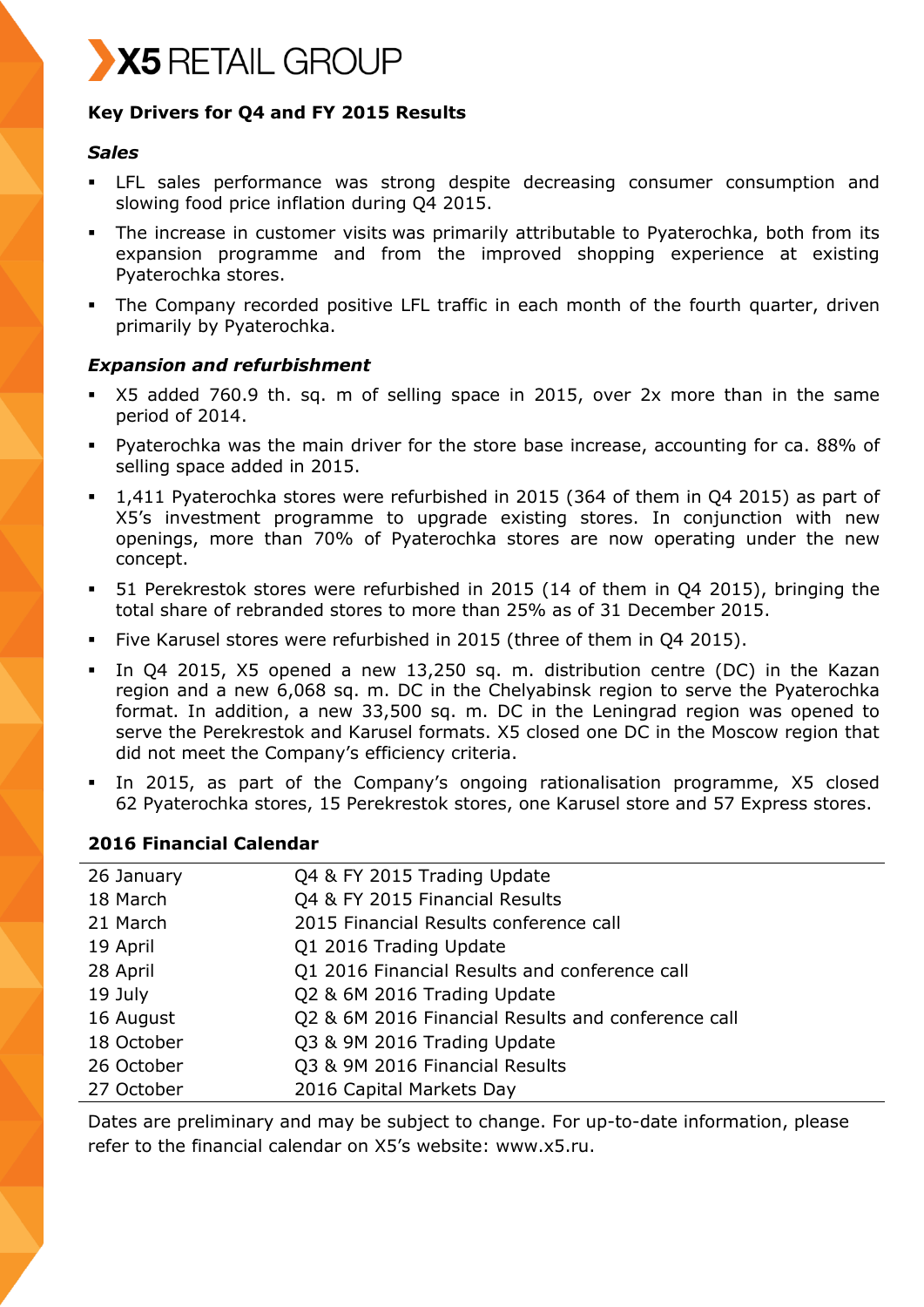## Key Drivers for Q4 and FY 2015 Results

### *Sales*

- LFL sales performance was strong despite decreasing consumer consumption and slowing food price inflation during Q4 2015.
- The increase in customer visits was primarily attributable to Pyaterochka, both from its expansion programme and from the improved shopping experience at existing Pyaterochka stores.
- The Company recorded positive LFL traffic in each month of the fourth quarter, driven primarily by Pyaterochka.

### *Expansion and refurbishment*

- X5 added 760.9 th. sq. m of selling space in 2015, over 2x more than in the same period of 2014.
- Pyaterochka was the main driver for the store base increase, accounting for ca. 88% of selling space added in 2015.
- 1,411 Pyaterochka stores were refurbished in 2015 (364 of them in Q4 2015) as part of X5's investment programme to upgrade existing stores. In conjunction with new openings, more than 70% of Pyaterochka stores are now operating under the new concept.
- 51 Perekrestok stores were refurbished in 2015 (14 of them in Q4 2015), bringing the total share of rebranded stores to more than 25% as of 31 December 2015.
- Five Karusel stores were refurbished in 2015 (three of them in Q4 2015).
- In Q4 2015, X5 opened a new 13,250 sq. m. distribution centre (DC) in the Kazan region and a new 6,068 sq. m. DC in the Chelyabinsk region to serve the Pyaterochka format. In addition, a new 33,500 sq. m. DC in the Leningrad region was opened to serve the Perekrestok and Karusel formats. X5 closed one DC in the Moscow region that did not meet the Company's efficiency criteria.
- In 2015, as part of the Company's ongoing rationalisation programme, X5 closed 62 Pyaterochka stores, 15 Perekrestok stores, one Karusel store and 57 Express stores.

## 2016 Financial Calendar

| | |
|---|---|
| 26 January | Q4 & FY 2015 Trading Update |
| 18 March | Q4 & FY 2015 Financial Results |
| 21 March | 2015 Financial Results conference call |
| 19 April | Q1 2016 Trading Update |
| 28 April | Q1 2016 Financial Results and conference call |
| 19 July | Q2 & 6M 2016 Trading Update |
| 16 August | Q2 & 6M 2016 Financial Results and conference call |
| 18 October | Q3 & 9M 2016 Trading Update |
| 26 October | Q3 & 9M 2016 Financial Results |
| 27 October | 2016 Capital Markets Day |

Dates are preliminary and may be subject to change. For up-to-date information, please refer to the financial calendar on X5's website: www.x5.ru.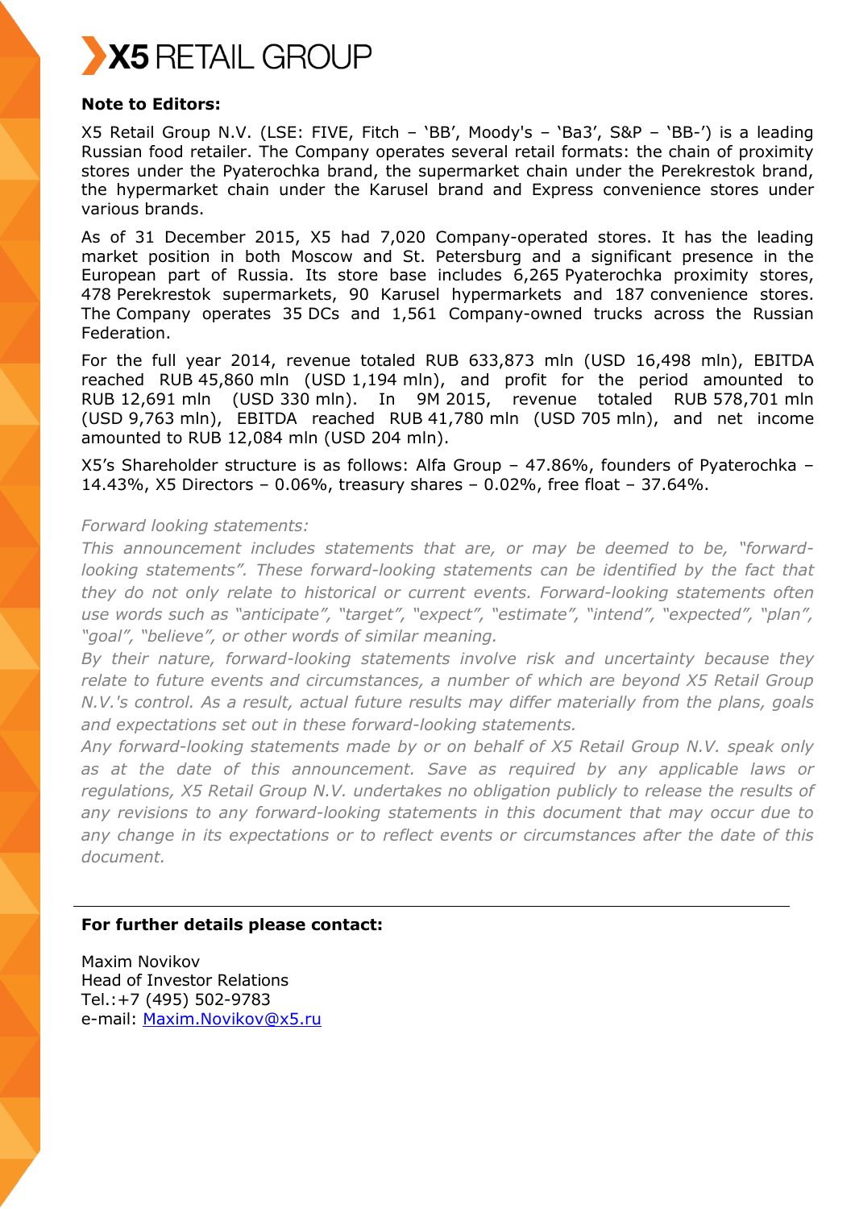**Note to Editors:**

X5 Retail Group N.V. (LSE: FIVE, Fitch – 'BB', Moody's – 'Ba3', S&P – 'BB-') is a leading Russian food retailer. The Company operates several retail formats: the chain of proximity stores under the Pyaterochka brand, the supermarket chain under the Perekrestok brand, the hypermarket chain under the Karusel brand and Express convenience stores under various brands.

As of 31 December 2015, X5 had 7,020 Company-operated stores. It has the leading market position in both Moscow and St. Petersburg and a significant presence in the European part of Russia. Its store base includes 6,265 Pyaterochka proximity stores, 478 Perekrestok supermarkets, 90 Karusel hypermarkets and 187 convenience stores. The Company operates 35 DCs and 1,561 Company-owned trucks across the Russian Federation.

For the full year 2014, revenue totaled RUB 633,873 mln (USD 16,498 mln), EBITDA reached RUB 45,860 mln (USD 1,194 mln), and profit for the period amounted to RUB 12,691 mln (USD 330 mln). In 9M 2015, revenue totaled RUB 578,701 mln (USD 9,763 mln), EBITDA reached RUB 41,780 mln (USD 705 mln), and net income amounted to RUB 12,084 mln (USD 204 mln).

X5's Shareholder structure is as follows: Alfa Group – 47.86%, founders of Pyaterochka – 14.43%, X5 Directors – 0.06%, treasury shares – 0.02%, free float – 37.64%.

*Forward looking statements:*

*This announcement includes statements that are, or may be deemed to be, "forward-looking statements". These forward-looking statements can be identified by the fact that they do not only relate to historical or current events. Forward-looking statements often use words such as "anticipate", "target", "expect", "estimate", "intend", "expected", "plan", "goal", "believe", or other words of similar meaning.*

*By their nature, forward-looking statements involve risk and uncertainty because they relate to future events and circumstances, a number of which are beyond X5 Retail Group N.V.'s control. As a result, actual future results may differ materially from the plans, goals and expectations set out in these forward-looking statements.*

*Any forward-looking statements made by or on behalf of X5 Retail Group N.V. speak only as at the date of this announcement. Save as required by any applicable laws or regulations, X5 Retail Group N.V. undertakes no obligation publicly to release the results of any revisions to any forward-looking statements in this document that may occur due to any change in its expectations or to reflect events or circumstances after the date of this document.*

---

**For further details please contact:**

Maxim Novikov
Head of Investor Relations
Tel.:+7 (495) 502-9783
e-mail: Maxim.Novikov@x5.ru